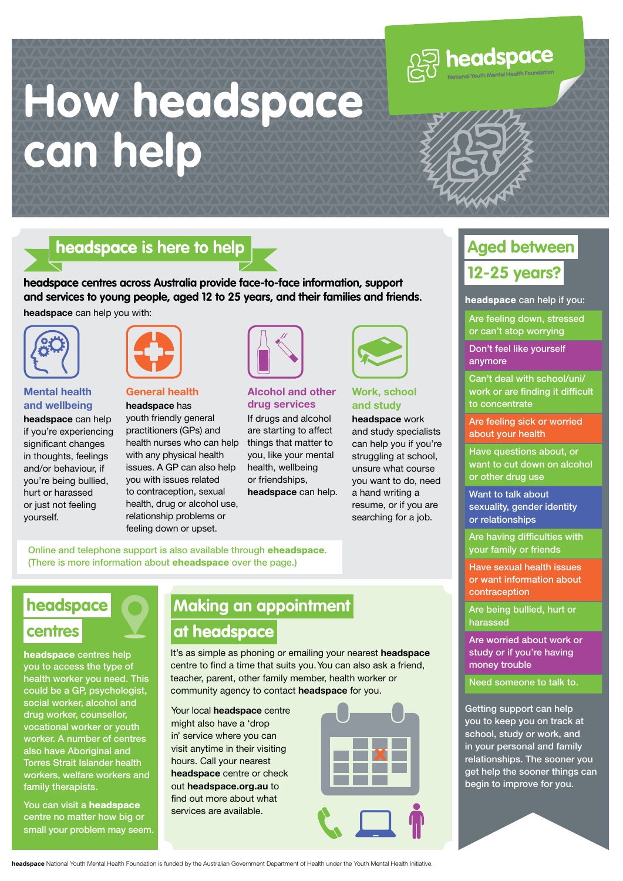# How headspace can help

**headspace** National Youth Mental Health Foundation

## headspace is here to help

**headspace centres across Australia provide face-to-face information, support and services to young people, aged 12 to 25 years, and their families and friends.**

**headspace** can help you with:

### Mental health and wellbeing

**headspace** can help if you're experiencing significant changes in thoughts, feelings and/or behaviour, if you're being bullied, hurt or harassed or just not feeling yourself.

### General health

**headspace** has youth friendly general practitioners (GPs) and health nurses who can help with any physical health issues. A GP can also help you with issues related to contraception, sexual health, drug or alcohol use, relationship problems or feeling down or upset.

### Alcohol and other drug services

If drugs and alcohol are starting to affect things that matter to you, like your mental health, wellbeing or friendships, **headspace** can help.

### Work, school and study

**headspace** work and study specialists can help you if you're struggling at school, unsure what course you want to do, need a hand writing a resume, or if you are searching for a job.

Online and telephone support is also available through **eheadspace**. (There is more information about **eheadspace** over the page.)

## headspace centres

**headspace** centres help you to access the type of health worker you need. This could be a GP, psychologist, social worker, alcohol and drug worker, counsellor, vocational worker or youth worker. A number of centres also have Aboriginal and Torres Strait Islander health workers, welfare workers and family therapists.

You can visit a **headspace** centre no matter how big or small your problem may seem.

## Making an appointment at headspace

It's as simple as phoning or emailing your nearest **headspace** centre to find a time that suits you. You can also ask a friend, teacher, parent, other family member, health worker or community agency to contact **headspace** for you.

Your local **headspace** centre might also have a 'drop in' service where you can visit anytime in their visiting hours. Call your nearest **headspace** centre or check out **headspace.org.au** to find out more about what services are available.

## Aged between 12-25 years?

**headspace** can help if you:

- Are feeling down, stressed or can't stop worrying
- Don't feel like yourself anymore
- Can't deal with school/uni/ work or are finding it difficult to concentrate
- Are feeling sick or worried about your health
- Have questions about, or want to cut down on alcohol or other drug use
- Want to talk about sexuality, gender identity or relationships
- Are having difficulties with your family or friends
- Have sexual health issues or want information about contraception
- Are being bullied, hurt or harassed
- Are worried about work or study or if you're having money trouble
- Need someone to talk to.

Getting support can help you to keep you on track at school, study or work, and in your personal and family relationships. The sooner you get help the sooner things can begin to improve for you.

**headspace** National Youth Mental Health Foundation is funded by the Australian Government Department of Health under the Youth Mental Health Initiative.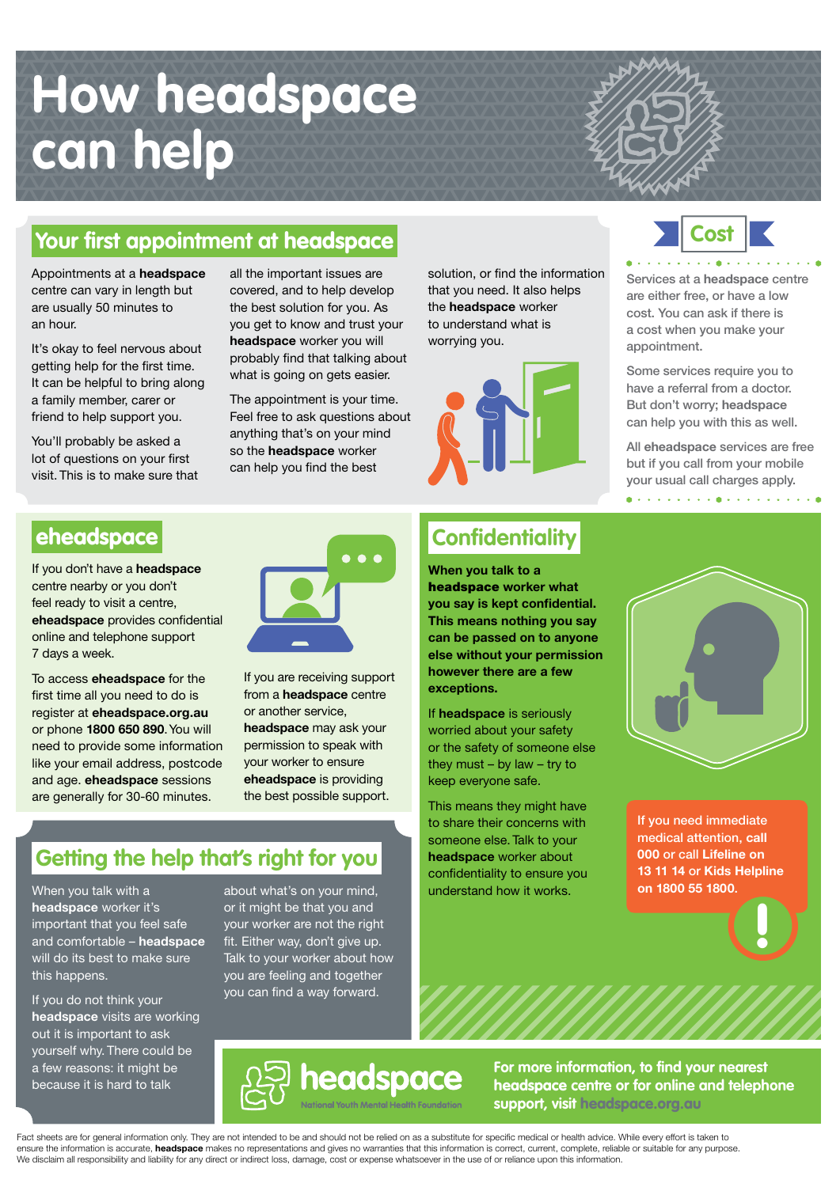# How headspace can help

## Your first appointment at headspace

Appointments at a **headspace** centre can vary in length but are usually 50 minutes to an hour.

It's okay to feel nervous about getting help for the first time. It can be helpful to bring along a family member, carer or friend to help support you.

You'll probably be asked a lot of questions on your first visit. This is to make sure that all the important issues are covered, and to help develop the best solution for you. As you get to know and trust your **headspace** worker you will probably find that talking about what is going on gets easier.

The appointment is your time. Feel free to ask questions about anything that's on your mind so the **headspace** worker can help you find the best solution, or find the information that you need. It also helps the **headspace** worker to understand what is worrying you.

## Cost

Services at a **headspace** centre are either free, or have a low cost. You can ask if there is a cost when you make your appointment.

Some services require you to have a referral from a doctor. But don't worry; **headspace** can help you with this as well.

All **eheadspace** services are free but if you call from your mobile your usual call charges apply.

## eheadspace

If you don't have a **headspace** centre nearby or you don't feel ready to visit a centre, **eheadspace** provides confidential online and telephone support 7 days a week.

To access **eheadspace** for the first time all you need to do is register at **eheadspace.org.au** or phone **1800 650 890**. You will need to provide some information like your email address, postcode and age. **eheadspace** sessions are generally for 30-60 minutes.

If you are receiving support from a **headspace** centre or another service, **headspace** may ask your permission to speak with your worker to ensure **eheadspace** is providing the best possible support.

## Confidentiality

**When you talk to a headspace worker what you say is kept confidential. This means nothing you say can be passed on to anyone else without your permission however there are a few exceptions.**

If **headspace** is seriously worried about your safety or the safety of someone else they must – by law – try to keep everyone safe.

This means they might have to share their concerns with someone else. Talk to your **headspace** worker about confidentiality to ensure you understand how it works.

If you need immediate medical attention, **call 000 or call Lifeline on 13 11 14 or Kids Helpline on 1800 55 1800.**

## Getting the help that's right for you

When you talk with a **headspace** worker it's important that you feel safe and comfortable – **headspace** will do its best to make sure this happens.

If you do not think your **headspace** visits are working out it is important to ask yourself why. There could be a few reasons: it might be because it is hard to talk about what's on your mind, or it might be that you and your worker are not the right fit. Either way, don't give up. Talk to your worker about how you are feeling and together you can find a way forward.

headspace
National Youth Mental Health Foundation

**For more information, to find your nearest headspace centre or for online and telephone support, visit headspace.org.au**

Fact sheets are for general information only. They are not intended to be and should not be relied on as a substitute for specific medical or health advice. While every effort is taken to ensure the information is accurate, **headspace** makes no representations and gives no warranties that this information is correct, current, complete, reliable or suitable for any purpose. We disclaim all responsibility and liability for any direct or indirect loss, damage, cost or expense whatsoever in the use of or reliance upon this information.